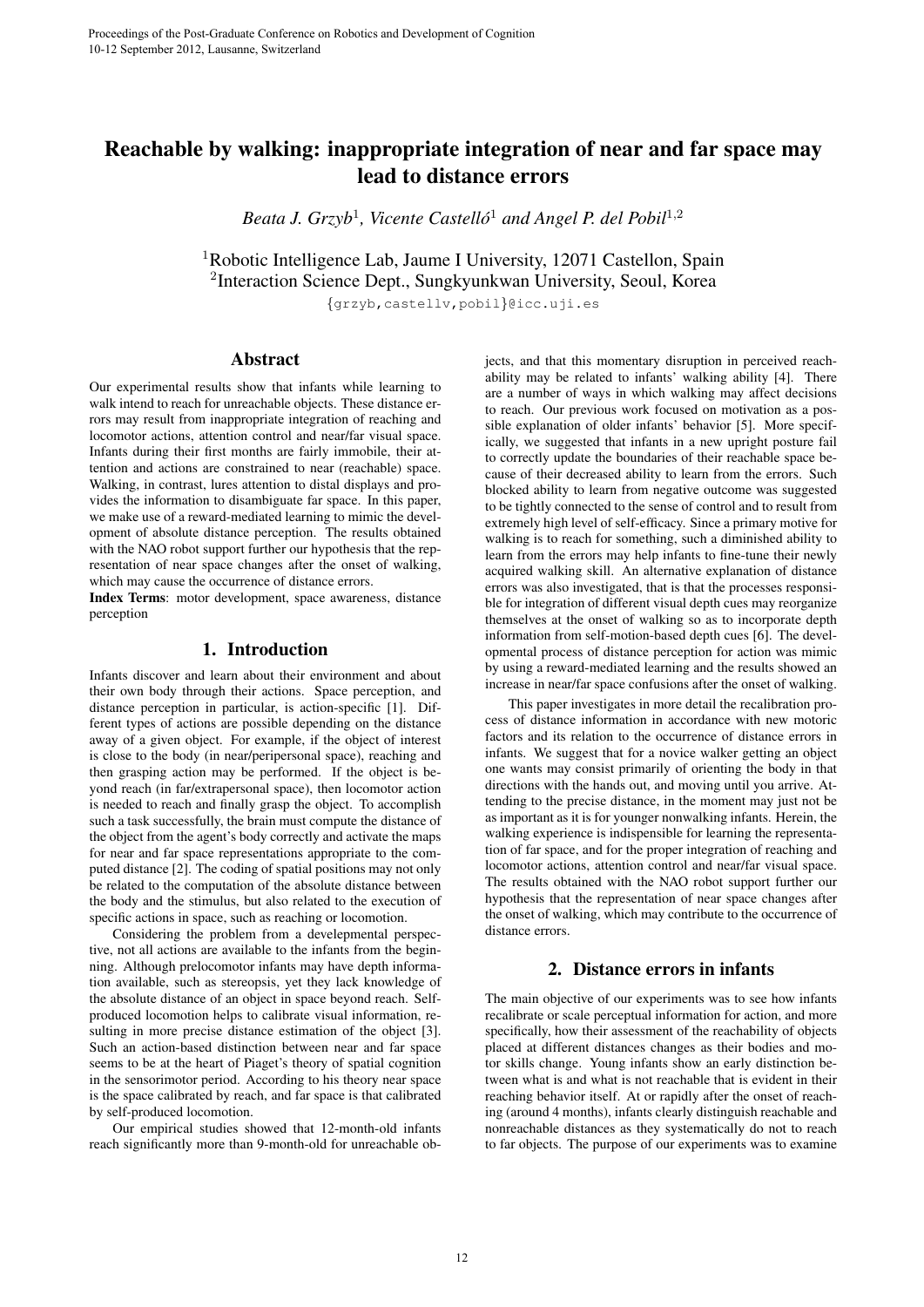# Reachable by walking: inappropriate integration of near and far space may lead to distance errors

*Beata J. Grzyb*[1], *Vicente Castelló*[1] *and Angel P. del Pobil*[1,2]

[1]Robotic Intelligence Lab, Jaume I University, 12071 Castellon, Spain
[2]Interaction Science Dept., Sungkyunkwan University, Seoul, Korea

{grzyb,castellv,pobil}@icc.uji.es

## Abstract

Our experimental results show that infants while learning to walk intend to reach for unreachable objects. These distance errors may result from inappropriate integration of reaching and locomotor actions, attention control and near/far visual space. Infants during their first months are fairly immobile, their attention and actions are constrained to near (reachable) space. Walking, in contrast, lures attention to distal displays and provides the information to disambiguate far space. In this paper, we make use of a reward-mediated learning to mimic the development of absolute distance perception. The results obtained with the NAO robot support further our hypothesis that the representation of near space changes after the onset of walking, which may cause the occurrence of distance errors.

**Index Terms**: motor development, space awareness, distance perception

## 1. Introduction

Infants discover and learn about their environment and about their own body through their actions. Space perception, and distance perception in particular, is action-specific [1]. Different types of actions are possible depending on the distance away of a given object. For example, if the object of interest is close to the body (in near/peripersonal space), reaching and then grasping action may be performed. If the object is beyond reach (in far/extrapersonal space), then locomotor action is needed to reach and finally grasp the object. To accomplish such a task successfully, the brain must compute the distance of the object from the agent's body correctly and activate the maps for near and far space representations appropriate to the computed distance [2]. The coding of spatial positions may not only be related to the computation of the absolute distance between the body and the stimulus, but also related to the execution of specific actions in space, such as reaching or locomotion.

Considering the problem from a develepmental perspective, not all actions are available to the infants from the beginning. Although prelocomotor infants may have depth information available, such as stereopsis, yet they lack knowledge of the absolute distance of an object in space beyond reach. Self-produced locomotion helps to calibrate visual information, resulting in more precise distance estimation of the object [3]. Such an action-based distinction between near and far space seems to be at the heart of Piaget's theory of spatial cognition in the sensorimotor period. According to his theory near space is the space calibrated by reach, and far space is that calibrated by self-produced locomotion.

Our empirical studies showed that 12-month-old infants reach significantly more than 9-month-old for unreachable objects, and that this momentary disruption in perceived reachability may be related to infants' walking ability [4]. There are a number of ways in which walking may affect decisions to reach. Our previous work focused on motivation as a possible explanation of older infants' behavior [5]. More specifically, we suggested that infants in a new upright posture fail to correctly update the boundaries of their reachable space because of their decreased ability to learn from the errors. Such blocked ability to learn from negative outcome was suggested to be tightly connected to the sense of control and to result from extremely high level of self-efficacy. Since a primary motive for walking is to reach for something, such a diminished ability to learn from the errors may help infants to fine-tune their newly acquired walking skill. An alternative explanation of distance errors was also investigated, that is that the processes responsible for integration of different visual depth cues may reorganize themselves at the onset of walking so as to incorporate depth information from self-motion-based depth cues [6]. The developmental process of distance perception for action was mimic by using a reward-mediated learning and the results showed an increase in near/far space confusions after the onset of walking.

This paper investigates in more detail the recalibration process of distance information in accordance with new motoric factors and its relation to the occurrence of distance errors in infants. We suggest that for a novice walker getting an object one wants may consist primarily of orienting the body in that directions with the hands out, and moving until you arrive. Attending to the precise distance, in the moment may just not be as important as it is for younger nonwalking infants. Herein, the walking experience is indispensible for learning the representation of far space, and for the proper integration of reaching and locomotor actions, attention control and near/far visual space. The results obtained with the NAO robot support further our hypothesis that the representation of near space changes after the onset of walking, which may contribute to the occurrence of distance errors.

## 2. Distance errors in infants

The main objective of our experiments was to see how infants recalibrate or scale perceptual information for action, and more specifically, how their assessment of the reachability of objects placed at different distances changes as their bodies and motor skills change. Young infants show an early distinction between what is and what is not reachable that is evident in their reaching behavior itself. At or rapidly after the onset of reaching (around 4 months), infants clearly distinguish reachable and nonreachable distances as they systematically do not to reach to far objects. The purpose of our experiments was to examine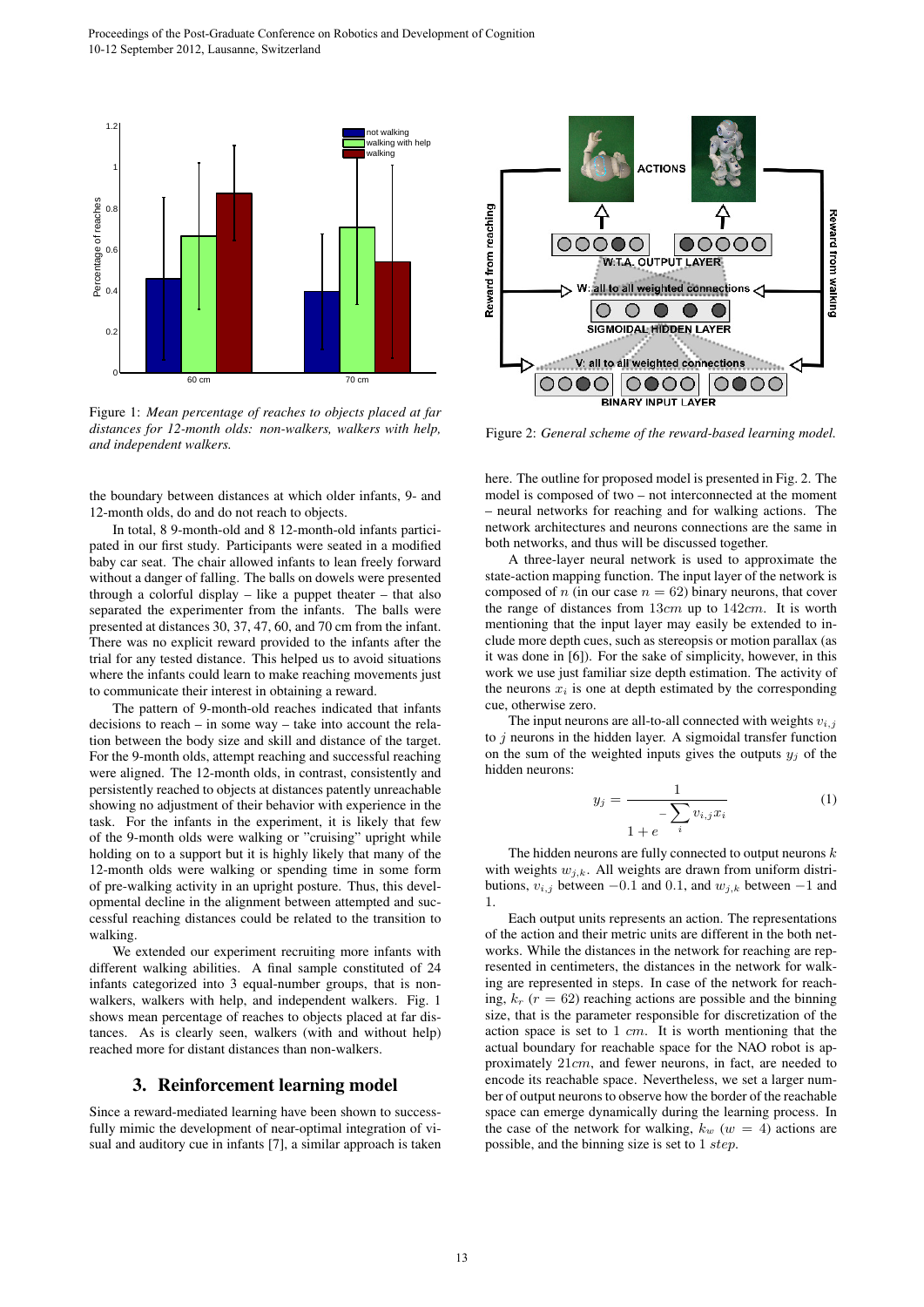Figure 1: *Mean percentage of reaches to objects placed at far distances for 12-month olds: non-walkers, walkers with help, and independent walkers.*

the boundary between distances at which older infants, 9- and 12-month olds, do and do not reach to objects.

In total, 8 9-month-old and 8 12-month-old infants participated in our first study. Participants were seated in a modified baby car seat. The chair allowed infants to lean freely forward without a danger of falling. The balls on dowels were presented through a colorful display – like a puppet theater – that also separated the experimenter from the infants. The balls were presented at distances 30, 37, 47, 60, and 70 cm from the infant. There was no explicit reward provided to the infants after the trial for any tested distance. This helped us to avoid situations where the infants could learn to make reaching movements just to communicate their interest in obtaining a reward.

The pattern of 9-month-old reaches indicated that infants decisions to reach – in some way – take into account the relation between the body size and skill and distance of the target. For the 9-month olds, attempt reaching and successful reaching were aligned. The 12-month olds, in contrast, consistently and persistently reached to objects at patently unreachable distances showing no adjustment of their behavior with experience in the task. For the infants in the experiment, it is likely that few of the 9-month olds were walking or "cruising" upright while holding on to a support but it is highly likely that many of the 12-month olds were walking or spending time in some form of pre-walking activity in an upright posture. Thus, this developmental decline in the alignment between attempted and successful reaching distances could be related to the transition to walking.

We extended our experiment recruiting more infants with different walking abilities. A final sample constituted of 24 infants categorized into 3 equal-number groups, that is non-walkers, walkers with help, and independent walkers. Fig. 1 shows mean percentage of reaches to objects placed at far distances. As is clearly seen, walkers (with and without help) reached more for distant distances than non-walkers.

## 3. Reinforcement learning model

Since a reward-mediated learning have been shown to successfully mimic the development of near-optimal integration of visual and auditory cue in infants [7], a similar approach is taken here. The outline for proposed model is presented in Fig. 2. The model is composed of two – not interconnected at the moment – neural networks for reaching and for walking actions. The network architectures and neurons connections are the same in both networks, and thus will be discussed together.

Figure 2: *General scheme of the reward-based learning model.*

A three-layer neural network is used to approximate the state-action mapping function. The input layer of the network is composed of $n$ (in our case $n = 62$) binary neurons, that cover the range of distances from $13cm$ up to $142cm$. It is worth mentioning that the input layer may easily be extended to include more depth cues, such as stereopsis or motion parallax (as it was done in [6]). For the sake of simplicity, however, in this work we use just familiar size depth estimation. The activity of the neurons $x_i$ is one at depth estimated by the corresponding cue, otherwise zero.

The input neurons are all-to-all connected with weights $v_{i,j}$ to $j$ neurons in the hidden layer. A sigmoidal transfer function on the sum of the weighted inputs gives the outputs $y_j$ of the hidden neurons:

$$y_j = \frac{1}{1 + e^{-\sum_i v_{i,j} x_i}} \quad (1)$$

The hidden neurons are fully connected to output neurons $k$ with weights $w_{j,k}$. All weights are drawn from uniform distributions, $v_{i,j}$ between $-0.1$ and $0.1$, and $w_{j,k}$ between $-1$ and $1$.

Each output units represents an action. The representations of the action and their metric units are different in the both networks. While the distances in the network for reaching are represented in centimeters, the distances in the network for walking are represented in steps. In case of the network for reaching, $k_r$ ($r = 62$) reaching actions are possible and the binning size, that is the parameter responsible for discretization of the action space is set to $1\ cm$. It is worth mentioning that the actual boundary for reachable space for the NAO robot is approximately $21cm$, and fewer neurons, in fact, are needed to encode its reachable space. Nevertheless, we set a larger number of output neurons to observe how the border of the reachable space can emerge dynamically during the learning process. In the case of the network for walking, $k_w$ ($w = 4$) actions are possible, and the binning size is set to $1\ step$.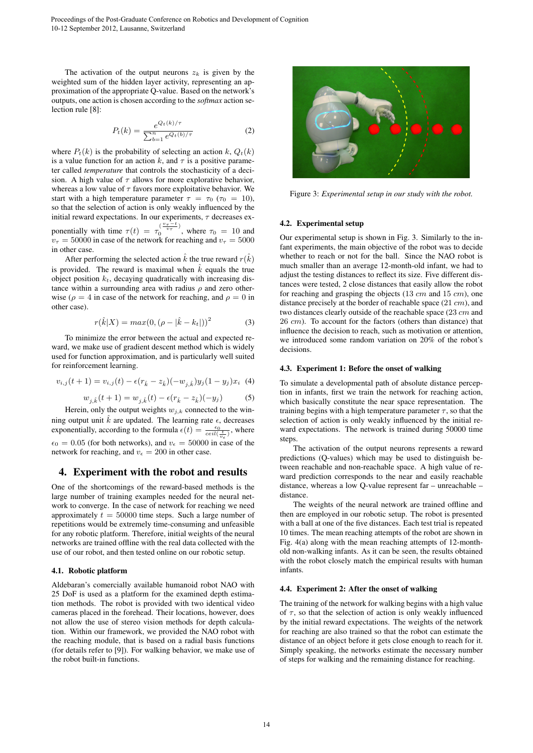The activation of the output neurons $z_k$ is given by the weighted sum of the hidden layer activity, representing an approximation of the appropriate Q-value. Based on the network's outputs, one action is chosen according to the *softmax* action selection rule [8]:

$$P_t(k) = \frac{e^{Q_t(k)/\tau}}{\sum_{b=1}^{n} e^{Q_t(b)/\tau}} \tag{2}$$

where $P_t(k)$ is the probability of selecting an action $k$, $Q_t(k)$ is a value function for an action $k$, and $\tau$ is a positive parameter called *temperature* that controls the stochasticity of a decision. A high value of $\tau$ allows for more explorative behavior, whereas a low value of $\tau$ favors more exploitative behavior. We start with a high temperature parameter $\tau = \tau_0$ ($\tau_0 = 10$), so that the selection of action is only weakly influenced by the initial reward expectations. In our experiments, $\tau$ decreases exponentially with time $\tau(t) = \tau_0^{(\frac{v_\tau - t}{v_\tau})}$, where $\tau_0 = 10$ and $v_\tau = 50000$ in case of the network for reaching and $v_\tau = 5000$ in other case.

After performing the selected action $\hat{k}$ the true reward $r(\hat{k})$ is provided. The reward is maximal when $\hat{k}$ equals the true object position $k_t$, decaying quadratically with increasing distance within a surrounding area with radius $\rho$ and zero otherwise ($\rho = 4$ in case of the network for reaching, and $\rho = 0$ in other case).

$$r(\hat{k}|X) = max(0, (\rho - |\hat{k} - k_t|))^2 \tag{3}$$

To minimize the error between the actual and expected reward, we make use of gradient descent method which is widely used for function approximation, and is particularly well suited for reinforcement learning.

$$v_{i,j}(t+1) = v_{i,j}(t) - \epsilon(r_{\hat{k}} - z_{\hat{k}})(-w_{j,\hat{k}})y_j(1-y_j)x_i \tag{4}$$

$$w_{j,\hat{k}}(t+1) = w_{j,\hat{k}}(t) - \epsilon(r_{\hat{k}} - z_{\hat{k}})(-y_j) \tag{5}$$

Herein, only the output weights $w_{j,k}$ connected to the winning output unit $\hat{k}$ are updated. The learning rate $\epsilon$, decreases exponentially, according to the formula $\epsilon(t) = \frac{\epsilon_0}{ceil(\frac{t}{v_\epsilon})}$, where $\epsilon_0 = 0.05$ (for both networks), and $v_\epsilon = 50000$ in case of the network for reaching, and $v_\epsilon = 200$ in other case.

# 4. Experiment with the robot and results

One of the shortcomings of the reward-based methods is the large number of training examples needed for the neural network to converge. In the case of network for reaching we need approximately $t = 50000$ time steps. Such a large number of repetitions would be extremely time-consuming and unfeasible for any robotic platform. Therefore, initial weights of the neural networks are trained offline with the real data collected with the use of our robot, and then tested online on our robotic setup.

## 4.1. Robotic platform

Aldebaran's comercially available humanoid robot NAO with 25 DoF is used as a platform for the examined depth estimation methods. The robot is provided with two identical video cameras placed in the forehead. Their locations, however, does not allow the use of stereo vision methods for depth calculation. Within our framework, we provided the NAO robot with the reaching module, that is based on a radial basis functions (for details refer to [9]). For walking behavior, we make use of the robot built-in functions.

Figure 3: *Experimental setup in our study with the robot.*

## 4.2. Experimental setup

Our experimental setup is shown in Fig. 3. Similarly to the infant experiments, the main objective of the robot was to decide whether to reach or not for the ball. Since the NAO robot is much smaller than an average 12-month-old infant, we had to adjust the testing distances to reflect its size. Five different distances were tested, 2 close distances that easily allow the robot for reaching and grasping the objects (13 $cm$ and 15 $cm$), one distance precisely at the border of reachable space (21 $cm$), and two distances clearly outside of the reachable space (23 $cm$ and 26 $cm$). To account for the factors (others than distance) that influence the decision to reach, such as motivation or attention, we introduced some random variation on 20% of the robot's decisions.

## 4.3. Experiment 1: Before the onset of walking

To simulate a developmental path of absolute distance perception in infants, first we train the network for reaching action, which basically constitute the near space representation. The training begins with a high temperature parameter $\tau$, so that the selection of action is only weakly influenced by the initial reward expectations. The network is trained during 50000 time steps.

The activation of the output neurons represents a reward predictions (Q-values) which may be used to distinguish between reachable and non-reachable space. A high value of reward prediction corresponds to the near and easily reachable distance, whereas a low Q-value represent far – unreachable – distance.

The weights of the neural network are trained offline and then are employed in our robotic setup. The robot is presented with a ball at one of the five distances. Each test trial is repeated 10 times. The mean reaching attempts of the robot are shown in Fig. 4(a) along with the mean reaching attempts of 12-month-old non-walking infants. As it can be seen, the results obtained with the robot closely match the empirical results with human infants.

## 4.4. Experiment 2: After the onset of walking

The training of the network for walking begins with a high value of $\tau$, so that the selection of action is only weakly influenced by the initial reward expectations. The weights of the network for reaching are also trained so that the robot can estimate the distance of an object before it gets close enough to reach for it. Simply speaking, the networks estimate the necessary number of steps for walking and the remaining distance for reaching.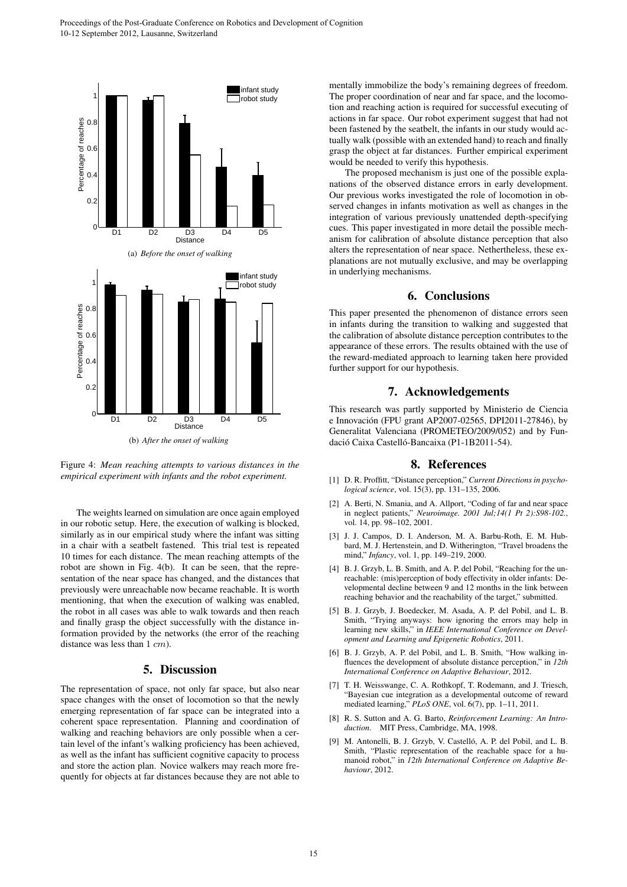infant study
robot study

Percentage of reaches

1
0.8
0.6
0.4
0.2
0

D1 D2 D3 D4 D5
Distance

(a) *Before the onset of walking*

infant study
robot study

Percentage of reaches

1
0.8
0.6
0.4
0.2
0

D1 D2 D3 D4 D5
Distance

(b) *After the onset of walking*

Figure 4: *Mean reaching attempts to various distances in the empirical experiment with infants and the robot experiment.*

The weights learned on simulation are once again employed in our robotic setup. Here, the execution of walking is blocked, similarly as in our empirical study where the infant was sitting in a chair with a seatbelt fastened. This trial test is repeated 10 times for each distance. The mean reaching attempts of the robot are shown in Fig. 4(b). It can be seen, that the representation of the near space has changed, and the distances that previously were unreachable now became reachable. It is worth mentioning, that when the execution of walking was enabled, the robot in all cases was able to walk towards and then reach and finally grasp the object successfully with the distance information provided by the networks (the error of the reaching distance was less than 1 $cm$).

## 5. Discussion

The representation of space, not only far space, but also near space changes with the onset of locomotion so that the newly emerging representation of far space can be integrated into a coherent space representation. Planning and coordination of walking and reaching behaviors are only possible when a certain level of the infant's walking proficiency has been achieved, as well as the infant has sufficient cognitive capacity to process and store the action plan. Novice walkers may reach more frequently for objects at far distances because they are not able to mentally immobilize the body's remaining degrees of freedom. The proper coordination of near and far space, and the locomotion and reaching action is required for successful executing of actions in far space. Our robot experiment suggest that had not been fastened by the seatbelt, the infants in our study would actually walk (possible with an extended hand) to reach and finally grasp the object at far distances. Further empirical experiment would be needed to verify this hypothesis.

The proposed mechanism is just one of the possible explanations of the observed distance errors in early development. Our previous works investigated the role of locomotion in observed changes in infants motivation as well as changes in the integration of various previously unattended depth-specifying cues. This paper investigated in more detail the possible mechanism for calibration of absolute distance perception that also alters the representation of near space. Nethertheless, these explanations are not mutually exclusive, and may be overlapping in underlying mechanisms.

## 6. Conclusions

This paper presented the phenomenon of distance errors seen in infants during the transition to walking and suggested that the calibration of absolute distance perception contributes to the appearance of these errors. The results obtained with the use of the reward-mediated approach to learning taken here provided further support for our hypothesis.

## 7. Acknowledgements

This research was partly supported by Ministerio de Ciencia e Innovación (FPU grant AP2007-02565, DPI2011-27846), by Generalitat Valenciana (PROMETEO/2009/052) and by Fundació Caixa Castelló-Bancaixa (P1-1B2011-54).

## 8. References

[1] D. R. Proffitt, "Distance perception," *Current Directions in psychological science*, vol. 15(3), pp. 131–135, 2006.

[2] A. Berti, N. Smania, and A. Allport, "Coding of far and near space in neglect patients," *Neuroimage. 2001 Jul;14(1 Pt 2):S98-102.*, vol. 14, pp. 98–102, 2001.

[3] J. J. Campos, D. I. Anderson, M. A. Barbu-Roth, E. M. Hubbard, M. J. Hertenstein, and D. Witherington, "Travel broadens the mind," *Infancy*, vol. 1, pp. 149–219, 2000.

[4] B. J. Grzyb, L. B. Smith, and A. P. del Pobil, "Reaching for the unreachable: (mis)perception of body effectivity in older infants: Developmental decline between 9 and 12 months in the link between reaching behavior and the reachability of the target," submitted.

[5] B. J. Grzyb, J. Boedecker, M. Asada, A. P. del Pobil, and L. B. Smith, "Trying anyways: how ignoring the errors may help in learning new skills," in *IEEE International Conference on Development and Learning and Epigenetic Robotics*, 2011.

[6] B. J. Grzyb, A. P. del Pobil, and L. B. Smith, "How walking influences the development of absolute distance perception," in *12th International Conference on Adaptive Behaviour*, 2012.

[7] T. H. Weisswange, C. A. Rothkopf, T. Rodemann, and J. Triesch, "Bayesian cue integration as a developmental outcome of reward mediated learning," *PLoS ONE*, vol. 6(7), pp. 1–11, 2011.

[8] R. S. Sutton and A. G. Barto, *Reinforcement Learning: An Introduction*. MIT Press, Cambridge, MA, 1998.

[9] M. Antonelli, B. J. Grzyb, V. Castelló, A. P. del Pobil, and L. B. Smith, "Plastic representation of the reachable space for a humanoid robot," in *12th International Conference on Adaptive Behaviour*, 2012.